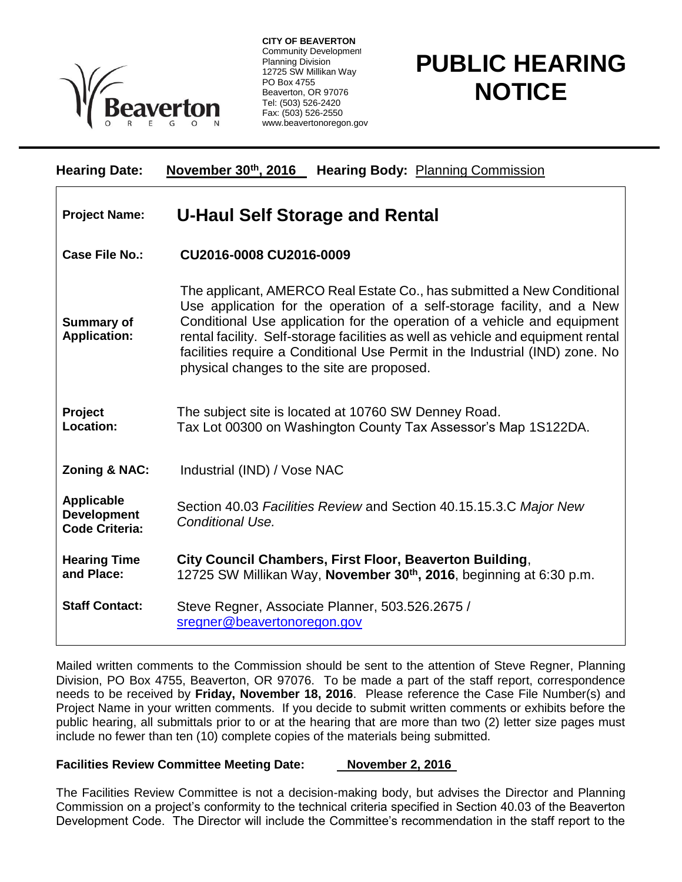**CITY OF BEAVERTON**
Community Development
Planning Division
12725 SW Millikan Way
PO Box 4755
Beaverton, OR 97076
Tel: (503) 526-2420
Fax: (503) 526-2550
www.beavertonoregon.gov

# PUBLIC HEARING NOTICE

**Hearing Date:** November 30th, 2016 **Hearing Body:** Planning Commission

| | |
|---|---|
| **Project Name:** | **U-Haul Self Storage and Rental** |
| **Case File No.:** | **CU2016-0008 CU2016-0009** |
| **Summary of Application:** | The applicant, AMERCO Real Estate Co., has submitted a New Conditional Use application for the operation of a self-storage facility, and a New Conditional Use application for the operation of a vehicle and equipment rental facility. Self-storage facilities as well as vehicle and equipment rental facilities require a Conditional Use Permit in the Industrial (IND) zone. No physical changes to the site are proposed. |
| **Project Location:** | The subject site is located at 10760 SW Denney Road. Tax Lot 00300 on Washington County Tax Assessor's Map 1S122DA. |
| **Zoning & NAC:** | Industrial (IND) / Vose NAC |
| **Applicable Development Code Criteria:** | Section 40.03 *Facilities Review* and Section 40.15.15.3.C *Major New Conditional Use.* |
| **Hearing Time and Place:** | **City Council Chambers, First Floor, Beaverton Building**, 12725 SW Millikan Way, **November 30th, 2016**, beginning at 6:30 p.m. |
| **Staff Contact:** | Steve Regner, Associate Planner, 503.526.2675 / sregner@beavertonoregon.gov |

Mailed written comments to the Commission should be sent to the attention of Steve Regner, Planning Division, PO Box 4755, Beaverton, OR 97076. To be made a part of the staff report, correspondence needs to be received by **Friday, November 18, 2016**. Please reference the Case File Number(s) and Project Name in your written comments. If you decide to submit written comments or exhibits before the public hearing, all submittals prior to or at the hearing that are more than two (2) letter size pages must include no fewer than ten (10) complete copies of the materials being submitted.

**Facilities Review Committee Meeting Date: November 2, 2016**

The Facilities Review Committee is not a decision-making body, but advises the Director and Planning Commission on a project's conformity to the technical criteria specified in Section 40.03 of the Beaverton Development Code. The Director will include the Committee's recommendation in the staff report to the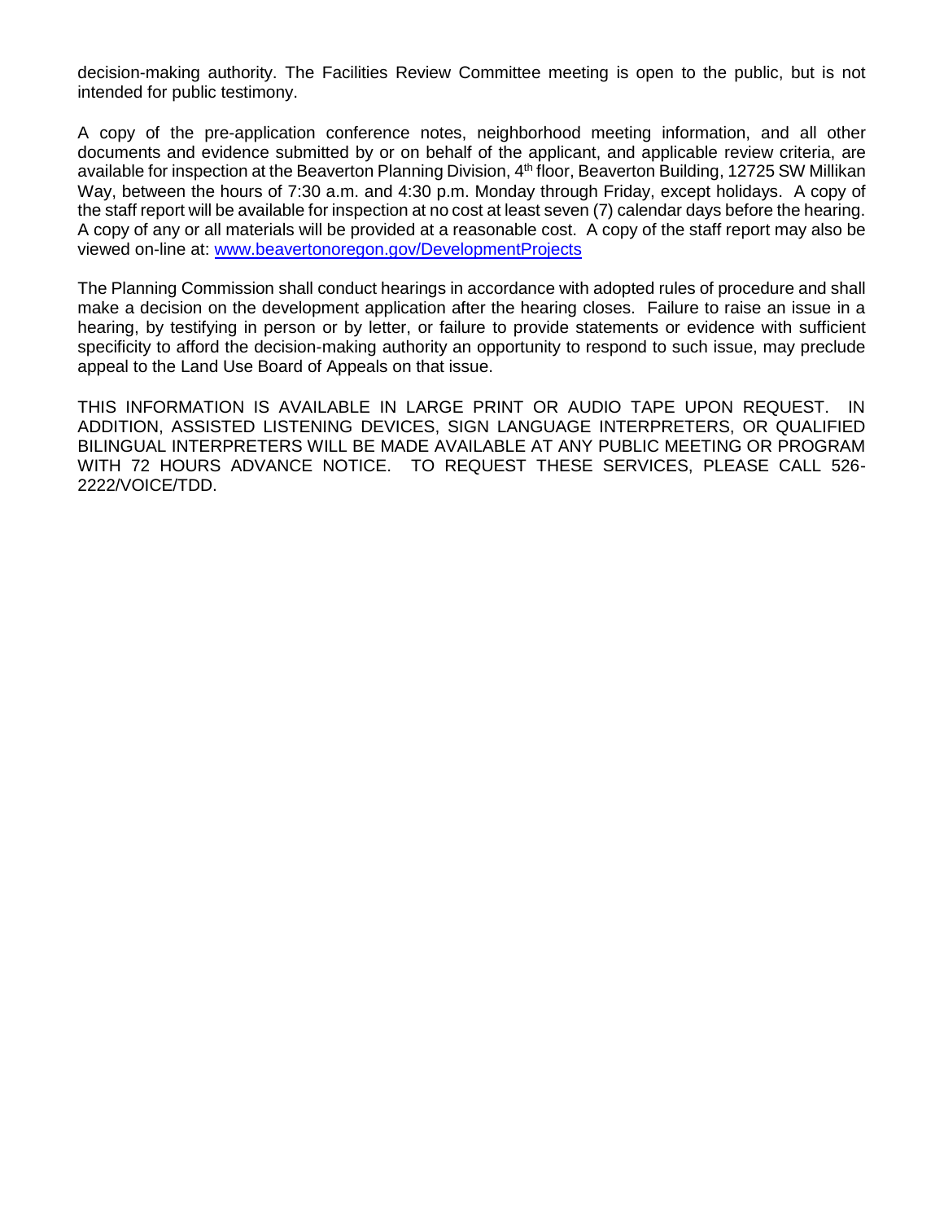decision-making authority. The Facilities Review Committee meeting is open to the public, but is not intended for public testimony.

A copy of the pre-application conference notes, neighborhood meeting information, and all other documents and evidence submitted by or on behalf of the applicant, and applicable review criteria, are available for inspection at the Beaverton Planning Division, 4th floor, Beaverton Building, 12725 SW Millikan Way, between the hours of 7:30 a.m. and 4:30 p.m. Monday through Friday, except holidays. A copy of the staff report will be available for inspection at no cost at least seven (7) calendar days before the hearing. A copy of any or all materials will be provided at a reasonable cost. A copy of the staff report may also be viewed on-line at: [www.beavertonoregon.gov/DevelopmentProjects](http://www.beavertonoregon.gov/DevelopmentProjects)

The Planning Commission shall conduct hearings in accordance with adopted rules of procedure and shall make a decision on the development application after the hearing closes. Failure to raise an issue in a hearing, by testifying in person or by letter, or failure to provide statements or evidence with sufficient specificity to afford the decision-making authority an opportunity to respond to such issue, may preclude appeal to the Land Use Board of Appeals on that issue.

THIS INFORMATION IS AVAILABLE IN LARGE PRINT OR AUDIO TAPE UPON REQUEST. IN ADDITION, ASSISTED LISTENING DEVICES, SIGN LANGUAGE INTERPRETERS, OR QUALIFIED BILINGUAL INTERPRETERS WILL BE MADE AVAILABLE AT ANY PUBLIC MEETING OR PROGRAM WITH 72 HOURS ADVANCE NOTICE. TO REQUEST THESE SERVICES, PLEASE CALL 526-2222/VOICE/TDD.